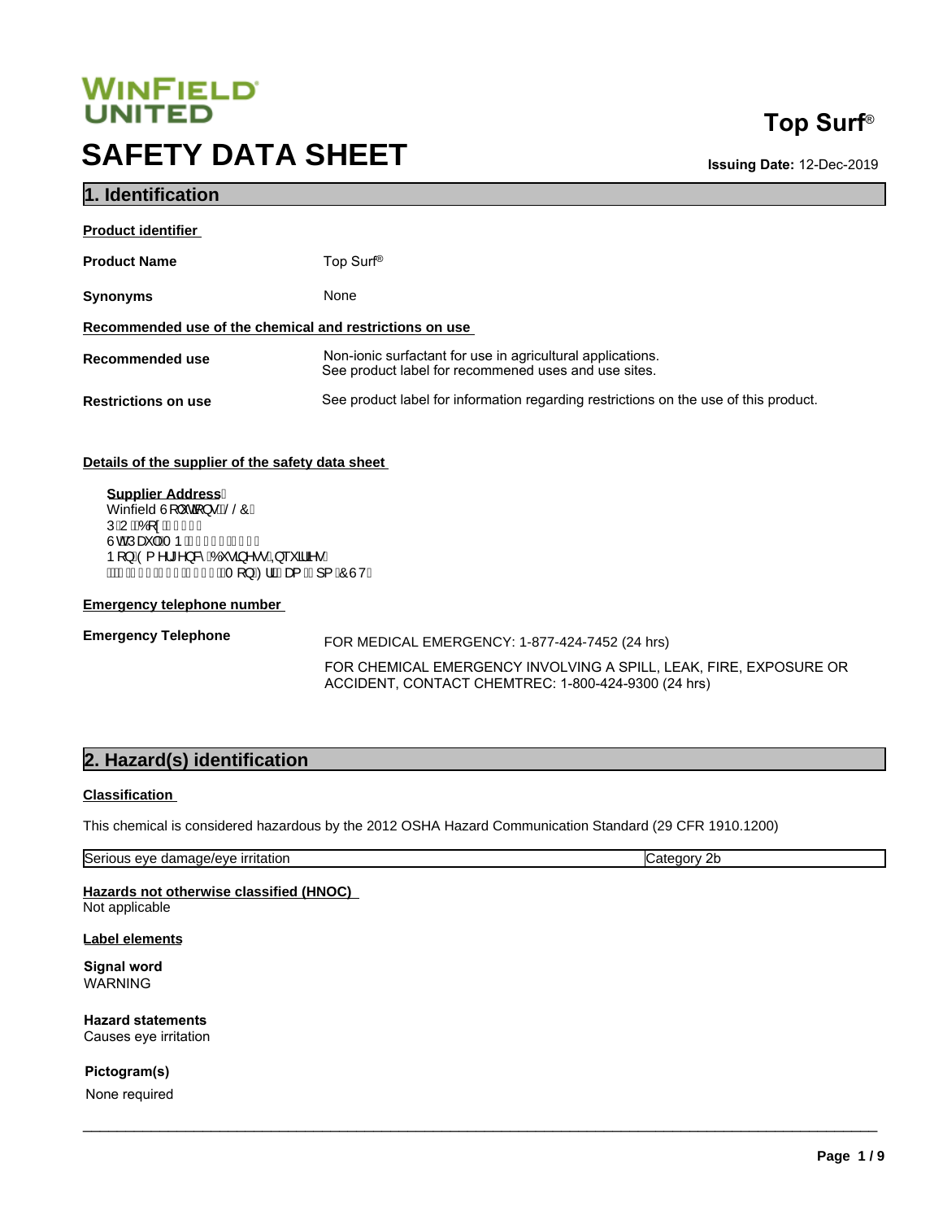**WINFIELD UNITED**

# SAFETY DATA SHEET

**Top Surf®**

**Issuing Date:** 12-Dec-2019

## 1. Identification

**Product identifier**

| | |
|---|---|
| **Product Name** | Top Surf® |
| **Synonyms** | None |

**Recommended use of the chemical and restrictions on use**

| | |
|---|---|
| **Recommended use** | Non-ionic surfactant for use in agricultural applications.<br>See product label for recommened uses and use sites. |
| **Restrictions on use** | See product label for information regarding restrictions on the use of this product. |

**Details of the supplier of the safety data sheet**

**Supplier Address**
Winfield 6RXWLRQV//&
3 2 %R[
6W3DXO01
1RQ(PHUJHQF\%XVLQHVV,QTXLULHV
0RQ)ULDP SP&67

**Emergency telephone number**

| | |
|---|---|
| **Emergency Telephone** | FOR MEDICAL EMERGENCY: 1-877-424-7452 (24 hrs)<br><br>FOR CHEMICAL EMERGENCY INVOLVING A SPILL, LEAK, FIRE, EXPOSURE OR ACCIDENT, CONTACT CHEMTREC: 1-800-424-9300 (24 hrs) |

## 2. Hazard(s) identification

**Classification**

This chemical is considered hazardous by the 2012 OSHA Hazard Communication Standard (29 CFR 1910.1200)

| | |
|---|---|
| Serious eye damage/eye irritation | Category 2b |

**Hazards not otherwise classified (HNOC)**
Not applicable

**Label elements**

**Signal word**
WARNING

**Hazard statements**
Causes eye irritation

**Pictogram(s)**
None required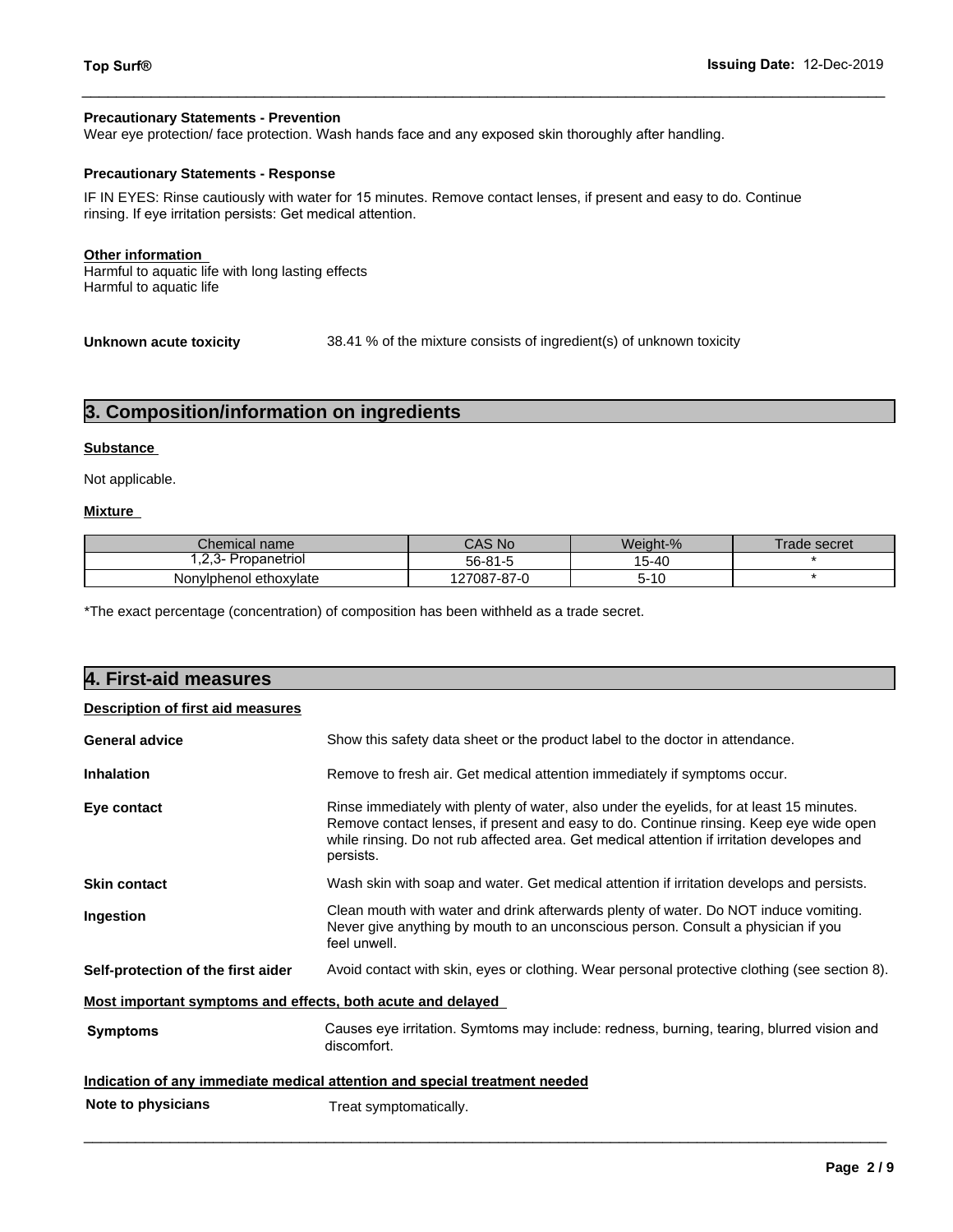**Precautionary Statements - Prevention**

Wear eye protection/ face protection. Wash hands face and any exposed skin thoroughly after handling.

**Precautionary Statements - Response**

IF IN EYES: Rinse cautiously with water for 15 minutes. Remove contact lenses, if present and easy to do. Continue rinsing. If eye irritation persists: Get medical attention.

**Other information**

Harmful to aquatic life with long lasting effects
Harmful to aquatic life

**Unknown acute toxicity** 38.41 % of the mixture consists of ingredient(s) of unknown toxicity

## 3. Composition/information on ingredients

**Substance**

Not applicable.

**Mixture**

| Chemical name | CAS No | Weight-% | Trade secret |
|---|---|---|---|
| 1,2,3- Propanetriol | 56-81-5 | 15-40 | * |
| Nonylphenol ethoxylate | 127087-87-0 | 5-10 | * |

*The exact percentage (concentration) of composition has been withheld as a trade secret.

## 4. First-aid measures

**Description of first aid measures**

**General advice** Show this safety data sheet or the product label to the doctor in attendance.

**Inhalation** Remove to fresh air. Get medical attention immediately if symptoms occur.

**Eye contact** Rinse immediately with plenty of water, also under the eyelids, for at least 15 minutes. Remove contact lenses, if present and easy to do. Continue rinsing. Keep eye wide open while rinsing. Do not rub affected area. Get medical attention if irritation developes and persists.

**Skin contact** Wash skin with soap and water. Get medical attention if irritation develops and persists.

**Ingestion** Clean mouth with water and drink afterwards plenty of water. Do NOT induce vomiting. Never give anything by mouth to an unconscious person. Consult a physician if you feel unwell.

**Self-protection of the first aider** Avoid contact with skin, eyes or clothing. Wear personal protective clothing (see section 8).

**Most important symptoms and effects, both acute and delayed**

**Symptoms** Causes eye irritation. Symtoms may include: redness, burning, tearing, blurred vision and discomfort.

**Indication of any immediate medical attention and special treatment needed**

**Note to physicians** Treat symptomatically.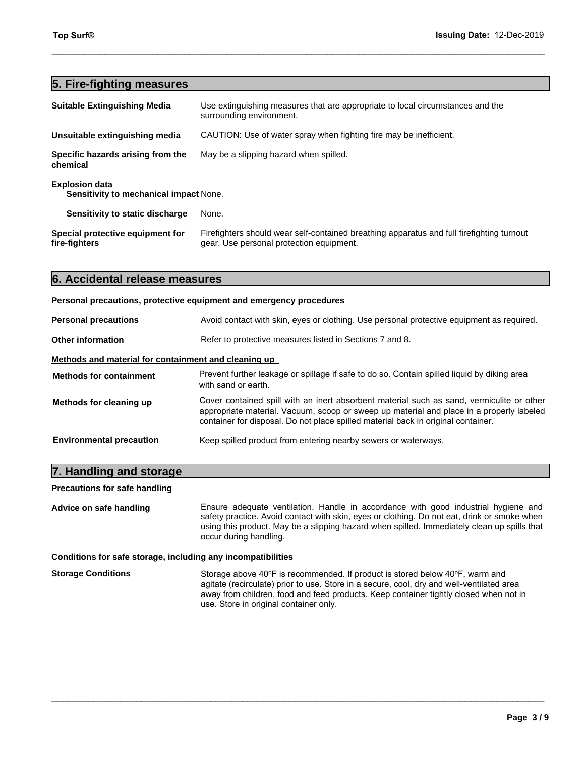## 5. Fire-fighting measures

**Suitable Extinguishing Media** Use extinguishing measures that are appropriate to local circumstances and the surrounding environment.

**Unsuitable extinguishing media** CAUTION: Use of water spray when fighting fire may be inefficient.

**Specific hazards arising from the chemical** May be a slipping hazard when spilled.

**Explosion data**

**Sensitivity to mechanical impact** None.

**Sensitivity to static discharge** None.

**Special protective equipment for fire-fighters** Firefighters should wear self-contained breathing apparatus and full firefighting turnout gear. Use personal protection equipment.

## 6. Accidental release measures

**Personal precautions, protective equipment and emergency procedures**

**Personal precautions** Avoid contact with skin, eyes or clothing. Use personal protective equipment as required.

**Other information** Refer to protective measures listed in Sections 7 and 8.

**Methods and material for containment and cleaning up**

**Methods for containment** Prevent further leakage or spillage if safe to do so. Contain spilled liquid by diking area with sand or earth.

**Methods for cleaning up** Cover contained spill with an inert absorbent material such as sand, vermiculite or other appropriate material. Vacuum, scoop or sweep up material and place in a properly labeled container for disposal. Do not place spilled material back in original container.

**Environmental precaution** Keep spilled product from entering nearby sewers or waterways.

## 7. Handling and storage

**Precautions for safe handling**

**Advice on safe handling** Ensure adequate ventilation. Handle in accordance with good industrial hygiene and safety practice. Avoid contact with skin, eyes or clothing. Do not eat, drink or smoke when using this product. May be a slipping hazard when spilled. Immediately clean up spills that occur during handling.

**Conditions for safe storage, including any incompatibilities**

**Storage Conditions** Storage above 40°F is recommended. If product is stored below 40°F, warm and agitate (recirculate) prior to use. Store in a secure, cool, dry and well-ventilated area away from children, food and feed products. Keep container tightly closed when not in use. Store in original container only.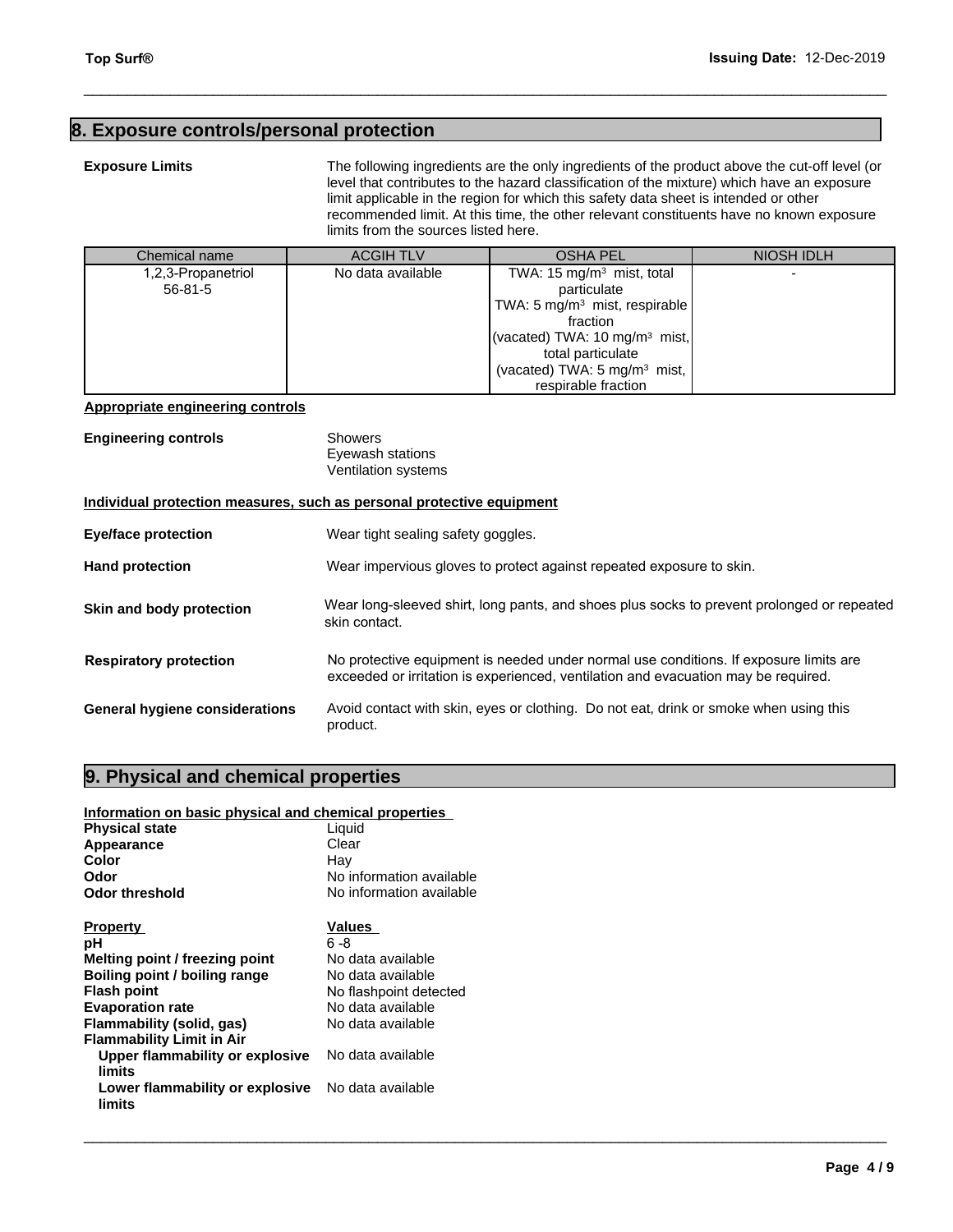## 8. Exposure controls/personal protection

**Exposure Limits**

The following ingredients are the only ingredients of the product above the cut-off level (or level that contributes to the hazard classification of the mixture) which have an exposure limit applicable in the region for which this safety data sheet is intended or other recommended limit. At this time, the other relevant constituents have no known exposure limits from the sources listed here.

| Chemical name | ACGIH TLV | OSHA PEL | NIOSH IDLH |
|---|---|---|---|
| 1,2,3-Propanetriol 56-81-5 | No data available | TWA: 15 $mg/m^3$ mist, total particulate TWA: 5 $mg/m^3$ mist, respirable fraction (vacated) TWA: 10 $mg/m^3$ mist, total particulate (vacated) TWA: 5 $mg/m^3$ mist, respirable fraction | - |

**Appropriate engineering controls**

**Engineering controls**

Showers
Eyewash stations
Ventilation systems

**Individual protection measures, such as personal protective equipment**

**Eye/face protection** Wear tight sealing safety goggles.

**Hand protection** Wear impervious gloves to protect against repeated exposure to skin.

**Skin and body protection** Wear long-sleeved shirt, long pants, and shoes plus socks to prevent prolonged or repeated skin contact.

**Respiratory protection** No protective equipment is needed under normal use conditions. If exposure limits are exceeded or irritation is experienced, ventilation and evacuation may be required.

**General hygiene considerations** Avoid contact with skin, eyes or clothing. Do not eat, drink or smoke when using this product.

## 9. Physical and chemical properties

**Information on basic physical and chemical properties**

**Physical state** Liquid
**Appearance** Clear
**Color** Hay
**Odor** No information available
**Odor threshold** No information available

| Property | Values |
|---|---|
| **pH** | 6 -8 |
| **Melting point / freezing point** | No data available |
| **Boiling point / boiling range** | No data available |
| **Flash point** | No flashpoint detected |
| **Evaporation rate** | No data available |
| **Flammability (solid, gas)** | No data available |
| **Flammability Limit in Air** | |
| **Upper flammability or explosive limits** | No data available |
| **Lower flammability or explosive limits** | No data available |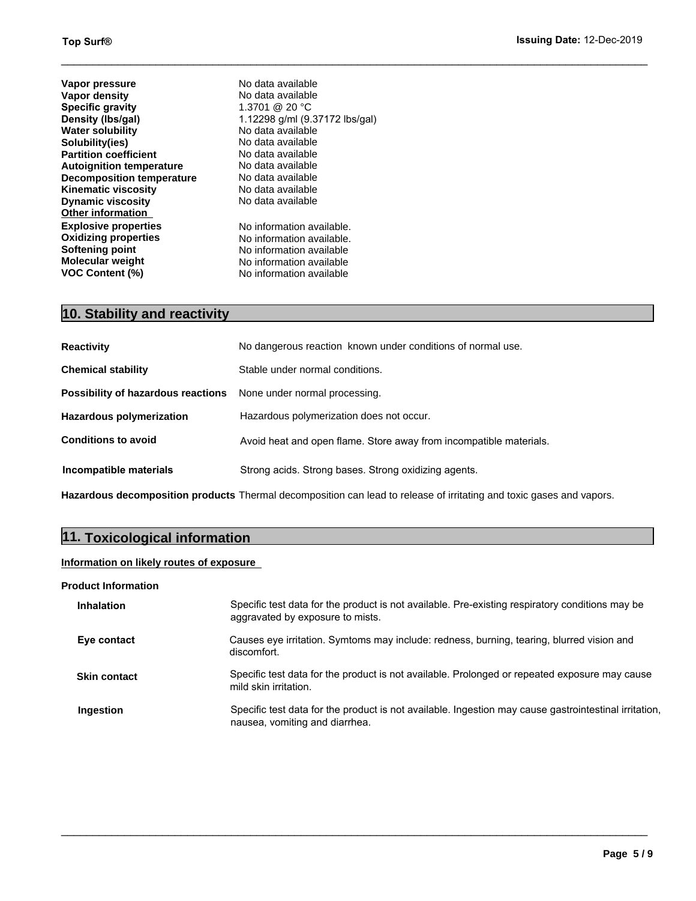| | |
|---|---|
| **Vapor pressure** | No data available |
| **Vapor density** | No data available |
| **Specific gravity** | 1.3701 @ 20 °C |
| **Density (lbs/gal)** | 1.12298 g/ml (9.37172 lbs/gal) |
| **Water solubility** | No data available |
| **Solubility(ies)** | No data available |
| **Partition coefficient** | No data available |
| **Autoignition temperature** | No data available |
| **Decomposition temperature** | No data available |
| **Kinematic viscosity** | No data available |
| **Dynamic viscosity** | No data available |

**Other information**

| | |
|---|---|
| **Explosive properties** | No information available. |
| **Oxidizing properties** | No information available. |
| **Softening point** | No information available |
| **Molecular weight** | No information available |
| **VOC Content (%)** | No information available |

## 10. Stability and reactivity

**Reactivity** No dangerous reaction known under conditions of normal use.

**Chemical stability** Stable under normal conditions.

**Possibility of hazardous reactions** None under normal processing.

**Hazardous polymerization** Hazardous polymerization does not occur.

**Conditions to avoid** Avoid heat and open flame. Store away from incompatible materials.

**Incompatible materials** Strong acids. Strong bases. Strong oxidizing agents.

**Hazardous decomposition products** Thermal decomposition can lead to release of irritating and toxic gases and vapors.

## 11. Toxicological information

**Information on likely routes of exposure**

**Product Information**

**Inhalation** Specific test data for the product is not available. Pre-existing respiratory conditions may be aggravated by exposure to mists.

**Eye contact** Causes eye irritation. Symtoms may include: redness, burning, tearing, blurred vision and discomfort.

**Skin contact** Specific test data for the product is not available. Prolonged or repeated exposure may cause mild skin irritation.

**Ingestion** Specific test data for the product is not available. Ingestion may cause gastrointestinal irritation, nausea, vomiting and diarrhea.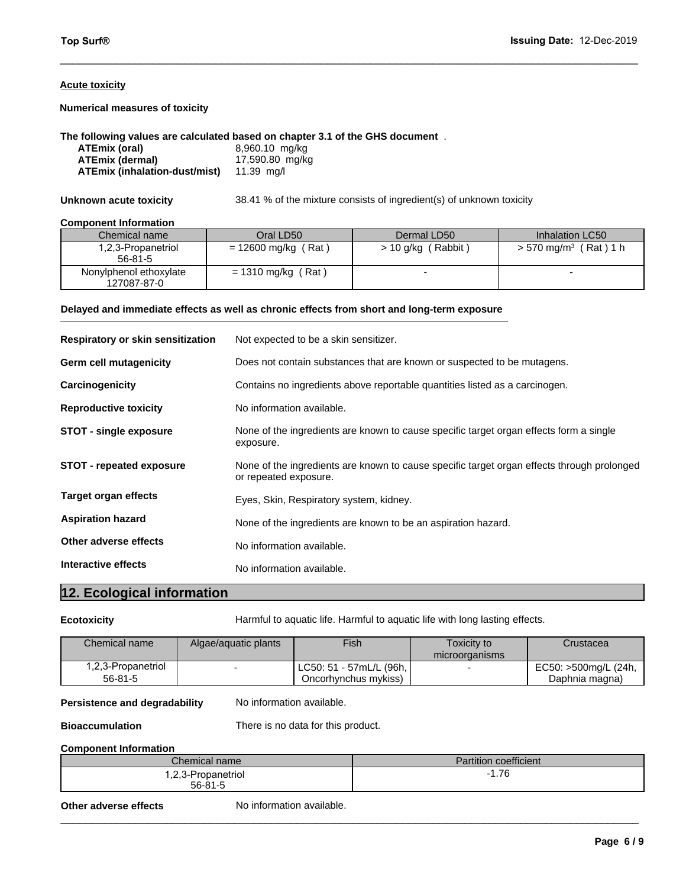**Acute toxicity**

**Numerical measures of toxicity**

**The following values are calculated based on chapter 3.1 of the GHS document** .

| | |
|---|---|
| **ATEmix (oral)** | 8,960.10 mg/kg |
| **ATEmix (dermal)** | 17,590.80 mg/kg |
| **ATEmix (inhalation-dust/mist)** | 11.39 mg/l |

**Unknown acute toxicity** 38.41 % of the mixture consists of ingredient(s) of unknown toxicity

**Component Information**

| Chemical name | Oral LD50 | Dermal LD50 | Inhalation LC50 |
|---|---|---|---|
| 1,2,3-Propanetriol 56-81-5 | = 12600 mg/kg ( Rat ) | > 10 g/kg ( Rabbit ) | > 570 mg/m$^3$ ( Rat ) 1 h |
| Nonylphenol ethoxylate 127087-87-0 | = 1310 mg/kg ( Rat ) | - | - |

**Delayed and immediate effects as well as chronic effects from short and long-term exposure**

**Respiratory or skin sensitization** Not expected to be a skin sensitizer.

**Germ cell mutagenicity** Does not contain substances that are known or suspected to be mutagens.

**Carcinogenicity** Contains no ingredients above reportable quantities listed as a carcinogen.

**Reproductive toxicity** No information available.

**STOT - single exposure** None of the ingredients are known to cause specific target organ effects form a single exposure.

**STOT - repeated exposure** None of the ingredients are known to cause specific target organ effects through prolonged or repeated exposure.

**Target organ effects** Eyes, Skin, Respiratory system, kidney.

**Aspiration hazard** None of the ingredients are known to be an aspiration hazard.

**Other adverse effects** No information available.

**Interactive effects** No information available.

## 12. Ecological information

**Ecotoxicity** Harmful to aquatic life. Harmful to aquatic life with long lasting effects.

| Chemical name | Algae/aquatic plants | Fish | Toxicity to microorganisms | Crustacea |
|---|---|---|---|---|
| 1,2,3-Propanetriol 56-81-5 | - | LC50: 51 - 57mL/L (96h, Oncorhynchus mykiss) | - | EC50: >500mg/L (24h, Daphnia magna) |

**Persistence and degradability** No information available.

**Bioaccumulation** There is no data for this product.

**Component Information**

| Chemical name | Partition coefficient |
|---|---|
| 1,2,3-Propanetriol 56-81-5 | -1.76 |

**Other adverse effects** No information available.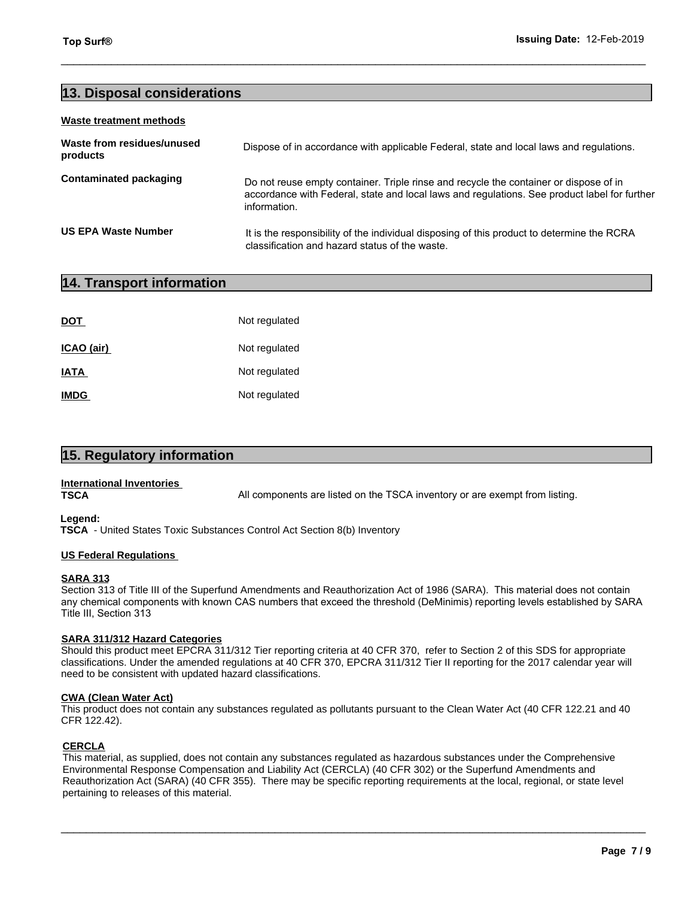## 13. Disposal considerations

**Waste treatment methods**

| | |
|---|---|
| **Waste from residues/unused products** | Dispose of in accordance with applicable Federal, state and local laws and regulations. |
| **Contaminated packaging** | Do not reuse empty container. Triple rinse and recycle the container or dispose of in accordance with Federal, state and local laws and regulations. See product label for further information. |
| **US EPA Waste Number** | It is the responsibility of the individual disposing of this product to determine the RCRA classification and hazard status of the waste. |

## 14. Transport information

| | |
|---|---|
| **DOT** | Not regulated |
| **ICAO (air)** | Not regulated |
| **IATA** | Not regulated |
| **IMDG** | Not regulated |

## 15. Regulatory information

**International Inventories**

**TSCA** All components are listed on the TSCA inventory or are exempt from listing.

**Legend:**
**TSCA** - United States Toxic Substances Control Act Section 8(b) Inventory

**US Federal Regulations**

**SARA 313**
Section 313 of Title III of the Superfund Amendments and Reauthorization Act of 1986 (SARA). This material does not contain any chemical components with known CAS numbers that exceed the threshold (DeMinimis) reporting levels established by SARA Title III, Section 313

**SARA 311/312 Hazard Categories**
Should this product meet EPCRA 311/312 Tier reporting criteria at 40 CFR 370, refer to Section 2 of this SDS for appropriate classifications. Under the amended regulations at 40 CFR 370, EPCRA 311/312 Tier II reporting for the 2017 calendar year will need to be consistent with updated hazard classifications.

**CWA (Clean Water Act)**
This product does not contain any substances regulated as pollutants pursuant to the Clean Water Act (40 CFR 122.21 and 40 CFR 122.42).

**CERCLA**
This material, as supplied, does not contain any substances regulated as hazardous substances under the Comprehensive Environmental Response Compensation and Liability Act (CERCLA) (40 CFR 302) or the Superfund Amendments and Reauthorization Act (SARA) (40 CFR 355). There may be specific reporting requirements at the local, regional, or state level pertaining to releases of this material.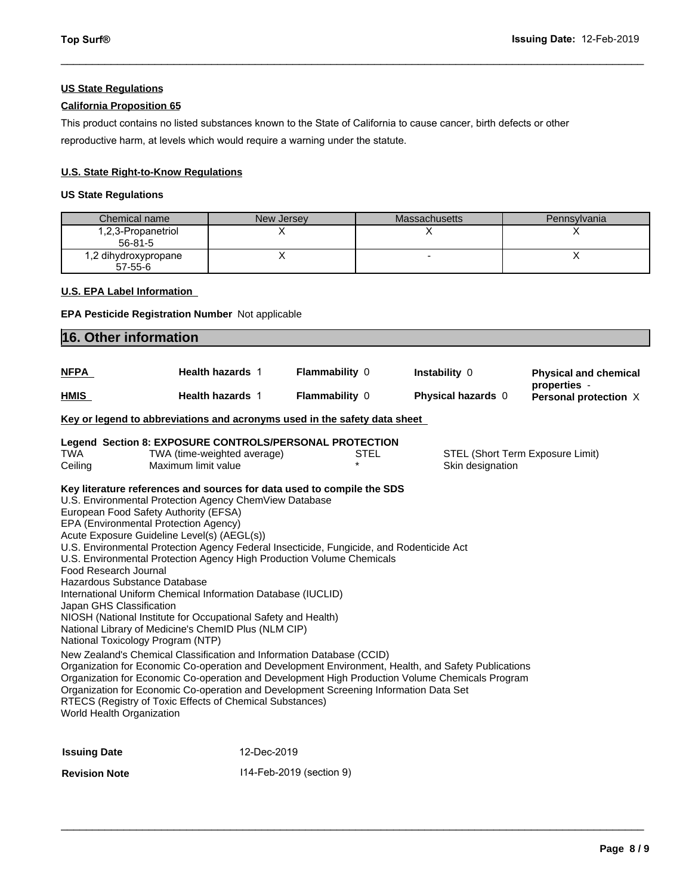**US State Regulations**

**California Proposition 65**

This product contains no listed substances known to the State of California to cause cancer, birth defects or other reproductive harm, at levels which would require a warning under the statute.

**U.S. State Right-to-Know Regulations**

**US State Regulations**

| Chemical name | New Jersey | Massachusetts | Pennsylvania |
|---|---|---|---|
| 1,2,3-Propanetriol 56-81-5 | X | X | X |
| 1,2 dihydroxypropane 57-55-6 | X | - | X |

**U.S. EPA Label Information**

**EPA Pesticide Registration Number** Not applicable

## 16. Other information

| **NFPA** | **Health hazards** 1 | **Flammability** 0 | **Instability** 0 | **Physical and chemical properties** - |
|---|---|---|---|---|
| **HMIS** | **Health hazards** 1 | **Flammability** 0 | **Physical hazards** 0 | **Personal protection** X |

**Key or legend to abbreviations and acronyms used in the safety data sheet**

**Legend Section 8: EXPOSURE CONTROLS/PERSONAL PROTECTION**

| | | | |
|---|---|---|---|
| TWA | TWA (time-weighted average) | STEL | STEL (Short Term Exposure Limit) |
| Ceiling | Maximum limit value | * | Skin designation |

**Key literature references and sources for data used to compile the SDS**

U.S. Environmental Protection Agency ChemView Database
European Food Safety Authority (EFSA)
EPA (Environmental Protection Agency)
Acute Exposure Guideline Level(s) (AEGL(s))
U.S. Environmental Protection Agency Federal Insecticide, Fungicide, and Rodenticide Act
U.S. Environmental Protection Agency High Production Volume Chemicals
Food Research Journal
Hazardous Substance Database
International Uniform Chemical Information Database (IUCLID)
Japan GHS Classification
NIOSH (National Institute for Occupational Safety and Health)
National Library of Medicine's ChemID Plus (NLM CIP)
National Toxicology Program (NTP)
New Zealand's Chemical Classification and Information Database (CCID)
Organization for Economic Co-operation and Development Environment, Health, and Safety Publications
Organization for Economic Co-operation and Development High Production Volume Chemicals Program
Organization for Economic Co-operation and Development Screening Information Data Set
RTECS (Registry of Toxic Effects of Chemical Substances)
World Health Organization

**Issuing Date** 12-Dec-2019

**Revision Note** I14-Feb-2019 (section 9)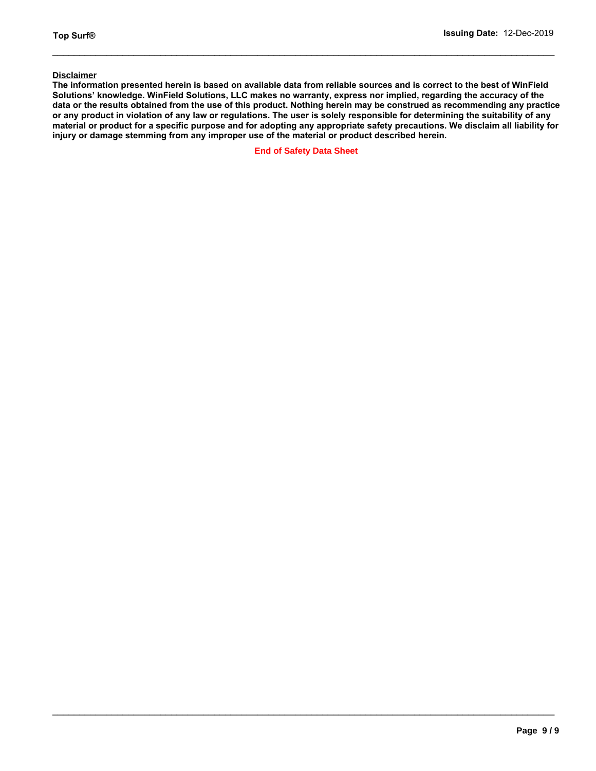## Disclaimer

**The information presented herein is based on available data from reliable sources and is correct to the best of WinField Solutions' knowledge. WinField Solutions, LLC makes no warranty, express nor implied, regarding the accuracy of the data or the results obtained from the use of this product. Nothing herein may be construed as recommending any practice or any product in violation of any law or regulations. The user is solely responsible for determining the suitability of any material or product for a specific purpose and for adopting any appropriate safety precautions. We disclaim all liability for injury or damage stemming from any improper use of the material or product described herein.**

**End of Safety Data Sheet**